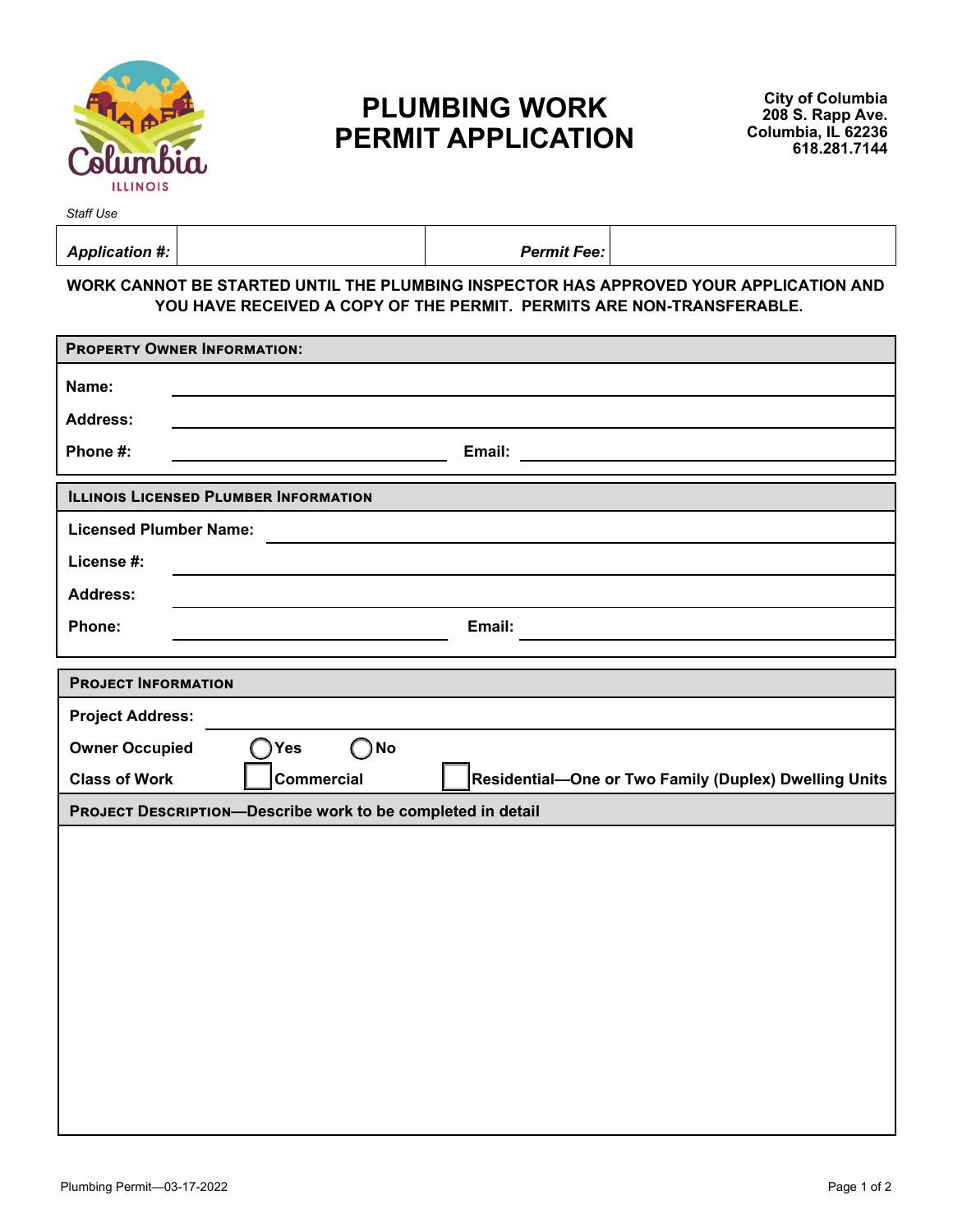# PLUMBING WORK PERMIT APPLICATION

**City of Columbia**
**208 S. Rapp Ave.**
**Columbia, IL 62236**
**618.281.7144**

*Staff Use*

| *Application #:* | | *Permit Fee:* | |
|---|---|---|---|

**WORK CANNOT BE STARTED UNTIL THE PLUMBING INSPECTOR HAS APPROVED YOUR APPLICATION AND YOU HAVE RECEIVED A COPY OF THE PERMIT. PERMITS ARE NON-TRANSFERABLE.**

## Property Owner Information:

**Name:** ______________________________

**Address:** ______________________________

**Phone #:** ______________ **Email:** ______________

## Illinois Licensed Plumber Information

**Licensed Plumber Name:** ______________________________

**License #:** ______________________________

**Address:** ______________________________

**Phone:** ______________ **Email:** ______________

## Project Information

**Project Address:** ______________________________

**Owner Occupied** ○ Yes ○ No

**Class of Work** ☐ Commercial ☐ Residential—One or Two Family (Duplex) Dwelling Units

## Project Description—Describe work to be completed in detail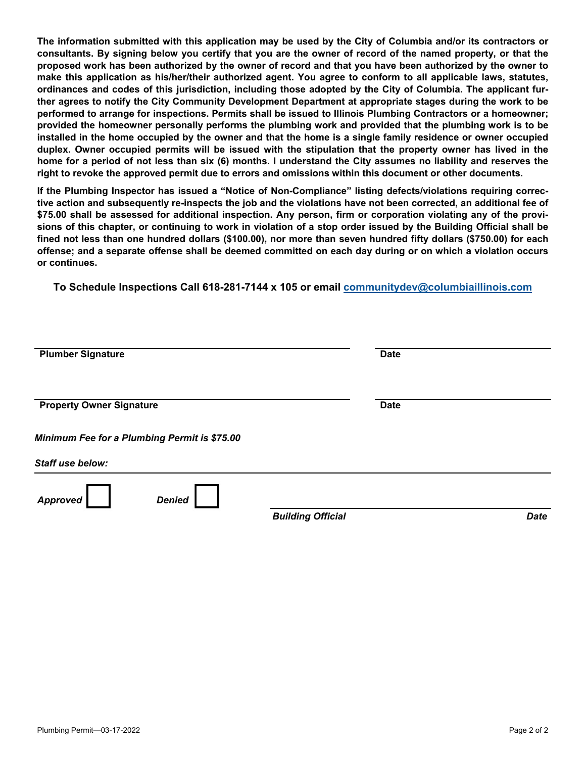**The information submitted with this application may be used by the City of Columbia and/or its contractors or consultants. By signing below you certify that you are the owner of record of the named property, or that the proposed work has been authorized by the owner of record and that you have been authorized by the owner to make this application as his/her/their authorized agent. You agree to conform to all applicable laws, statutes, ordinances and codes of this jurisdiction, including those adopted by the City of Columbia. The applicant further agrees to notify the City Community Development Department at appropriate stages during the work to be performed to arrange for inspections. Permits shall be issued to Illinois Plumbing Contractors or a homeowner; provided the homeowner personally performs the plumbing work and provided that the plumbing work is to be installed in the home occupied by the owner and that the home is a single family residence or owner occupied duplex. Owner occupied permits will be issued with the stipulation that the property owner has lived in the home for a period of not less than six (6) months. I understand the City assumes no liability and reserves the right to revoke the approved permit due to errors and omissions within this document or other documents.**

**If the Plumbing Inspector has issued a "Notice of Non-Compliance" listing defects/violations requiring corrective action and subsequently re-inspects the job and the violations have not been corrected, an additional fee of $75.00 shall be assessed for additional inspection. Any person, firm or corporation violating any of the provisions of this chapter, or continuing to work in violation of a stop order issued by the Building Official shall be fined not less than one hundred dollars ($100.00), nor more than seven hundred fifty dollars ($750.00) for each offense; and a separate offense shall be deemed committed on each day during or on which a violation occurs or continues.**

**To Schedule Inspections Call 618-281-7144 x 105 or email communitydev@columbiaillinois.com**

______________________________ ______________

**Plumber Signature** **Date**

______________________________ ______________

**Property Owner Signature** **Date**

***Minimum Fee for a Plumbing Permit is $75.00***

***Staff use below:***

***Approved*** ☐ ***Denied*** ☐

______________________________

***Building Official*** ***Date***